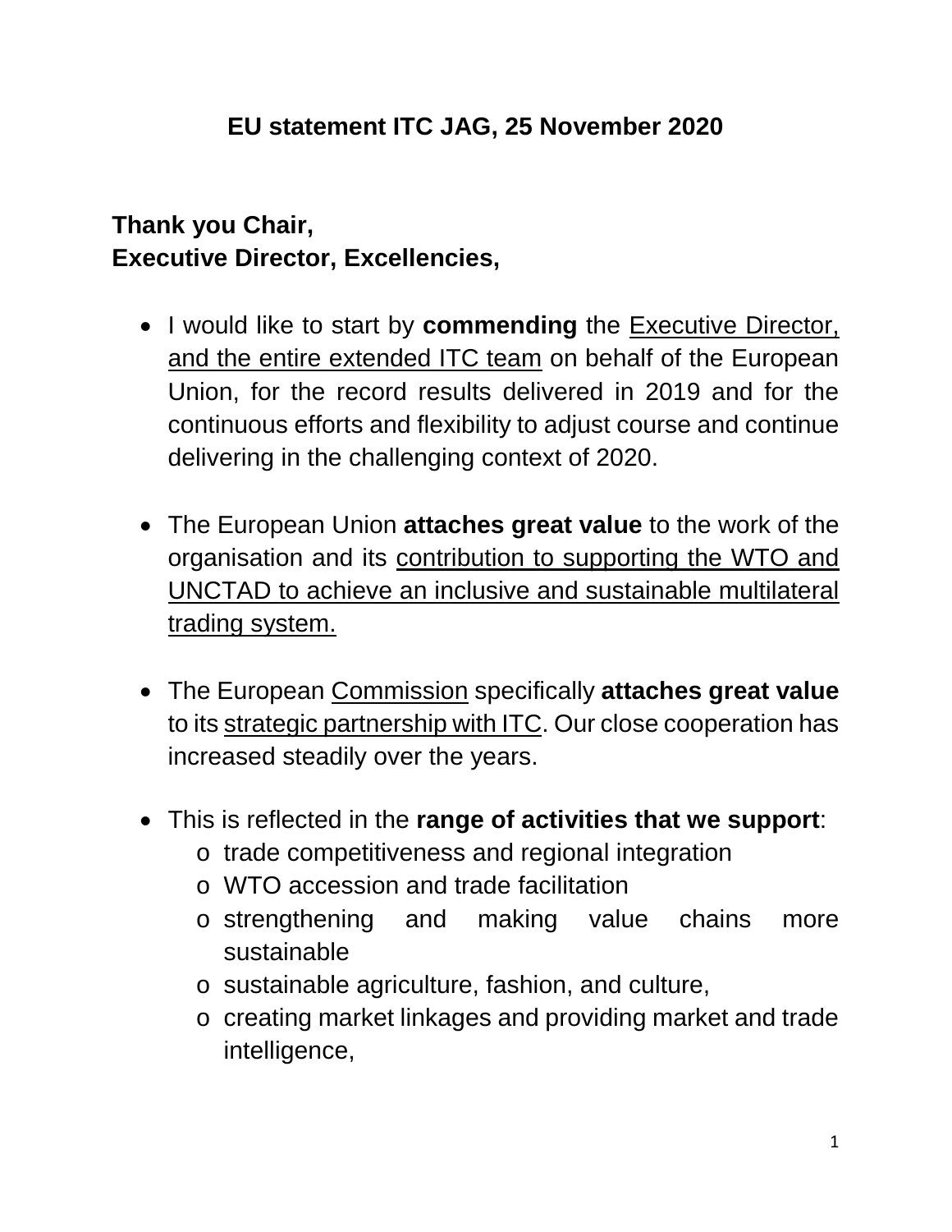# EU statement ITC JAG, 25 November 2020

**Thank you Chair,**
**Executive Director, Excellencies,**

- I would like to start by **commending** the <u>Executive Director, and the entire extended ITC team</u> on behalf of the European Union, for the record results delivered in 2019 and for the continuous efforts and flexibility to adjust course and continue delivering in the challenging context of 2020.

- The European Union **attaches great value** to the work of the organisation and its <u>contribution to supporting the WTO and UNCTAD to achieve an inclusive and sustainable multilateral trading system.</u>

- The European <u>Commission</u> specifically **attaches great value** to its <u>strategic partnership with ITC</u>. Our close cooperation has increased steadily over the years.

- This is reflected in the **range of activities that we support**:
  - trade competitiveness and regional integration
  - WTO accession and trade facilitation
  - strengthening and making value chains more sustainable
  - sustainable agriculture, fashion, and culture,
  - creating market linkages and providing market and trade intelligence,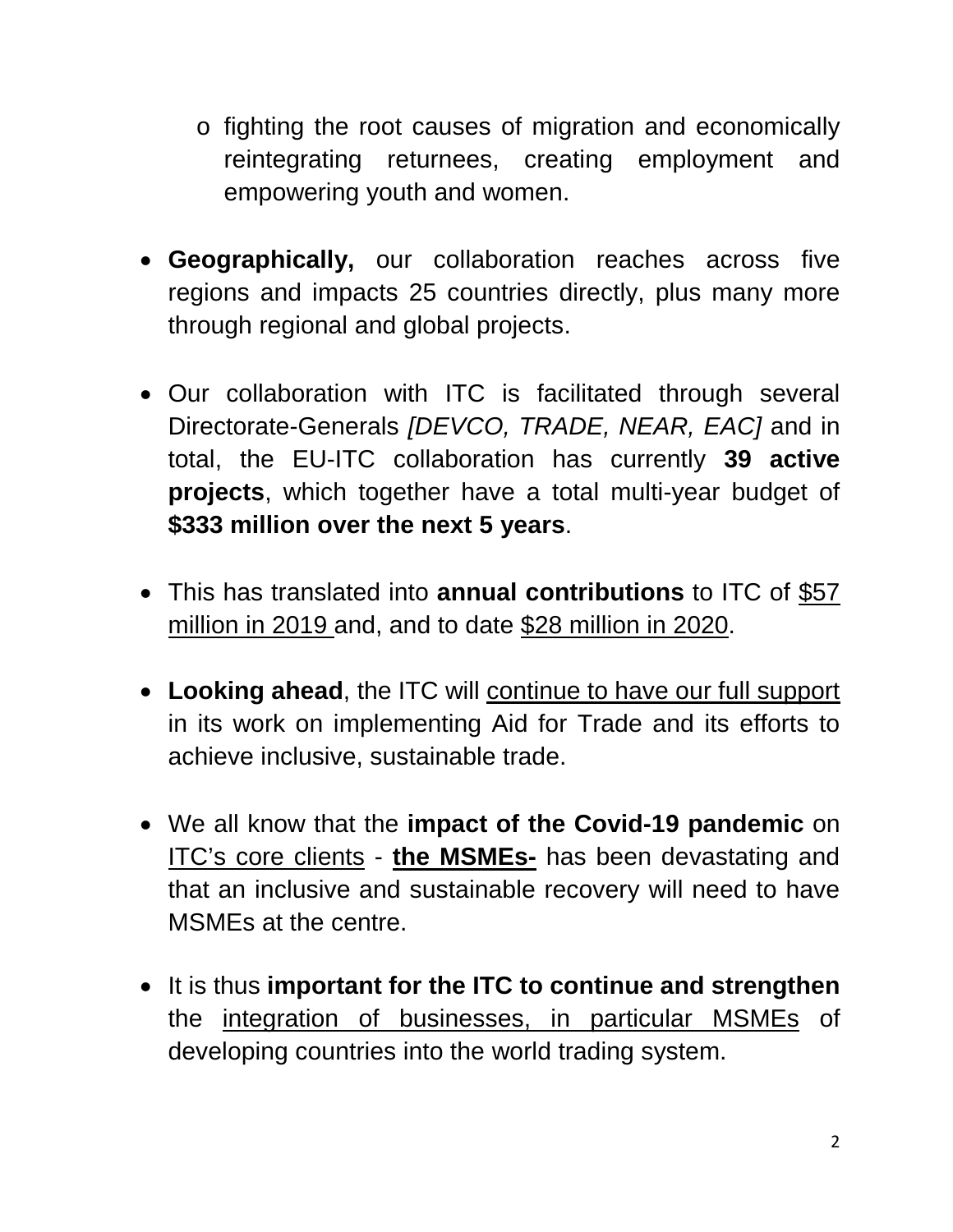- o fighting the root causes of migration and economically reintegrating returnees, creating employment and empowering youth and women.

- **Geographically,** our collaboration reaches across five regions and impacts 25 countries directly, plus many more through regional and global projects.

- Our collaboration with ITC is facilitated through several Directorate-Generals *[DEVCO, TRADE, NEAR, EAC]* and in total, the EU-ITC collaboration has currently **39 active projects**, which together have a total multi-year budget of **$333 million over the next 5 years**.

- This has translated into **annual contributions** to ITC of <u>$57 million in 2019</u> and, and to date <u>$28 million in 2020</u>.

- **Looking ahead**, the ITC will <u>continue to have our full support</u> in its work on implementing Aid for Trade and its efforts to achieve inclusive, sustainable trade.

- We all know that the **impact of the Covid-19 pandemic** on <u>ITC's core clients</u> - <u>**the MSMEs-**</u> has been devastating and that an inclusive and sustainable recovery will need to have MSMEs at the centre.

- It is thus **important for the ITC to continue and strengthen** the <u>integration of businesses, in particular MSMEs</u> of developing countries into the world trading system.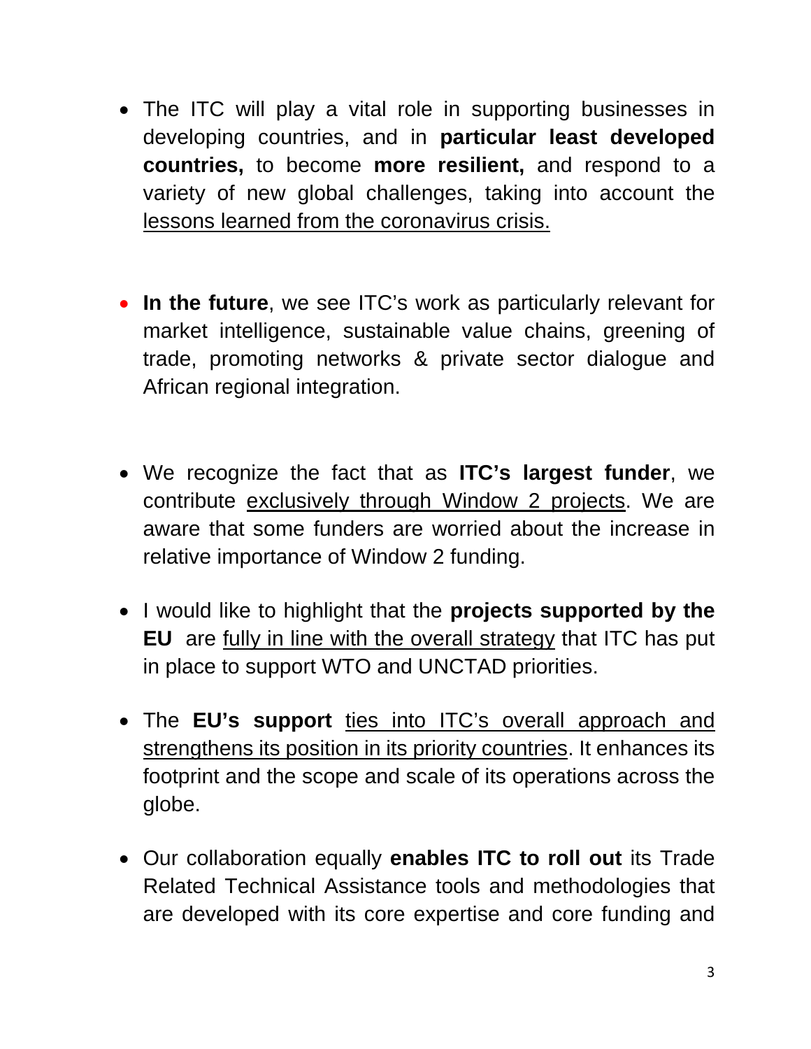- The ITC will play a vital role in supporting businesses in developing countries, and in **particular least developed countries,** to become **more resilient,** and respond to a variety of new global challenges, taking into account the <u>lessons learned from the coronavirus crisis.</u>

- **In the future**, we see ITC's work as particularly relevant for market intelligence, sustainable value chains, greening of trade, promoting networks & private sector dialogue and African regional integration.

- We recognize the fact that as **ITC's largest funder**, we contribute <u>exclusively through Window 2 projects</u>. We are aware that some funders are worried about the increase in relative importance of Window 2 funding.

- I would like to highlight that the **projects supported by the EU** are <u>fully in line with the overall strategy</u> that ITC has put in place to support WTO and UNCTAD priorities.

- The **EU's support** <u>ties into ITC's overall approach and strengthens its position in its priority countries</u>. It enhances its footprint and the scope and scale of its operations across the globe.

- Our collaboration equally **enables ITC to roll out** its Trade Related Technical Assistance tools and methodologies that are developed with its core expertise and core funding and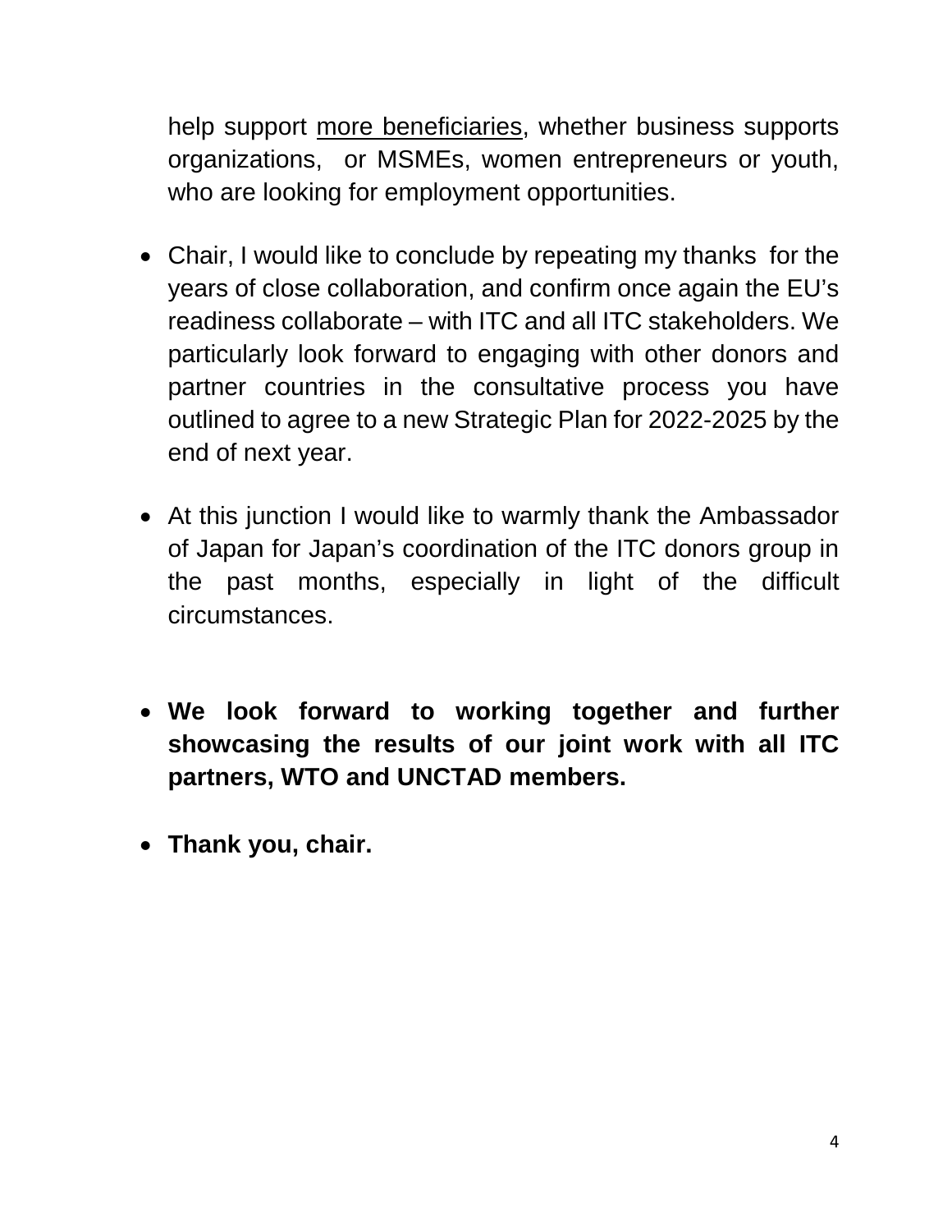help support more beneficiaries, whether business supports organizations, or MSMEs, women entrepreneurs or youth, who are looking for employment opportunities.

- Chair, I would like to conclude by repeating my thanks for the years of close collaboration, and confirm once again the EU's readiness collaborate – with ITC and all ITC stakeholders. We particularly look forward to engaging with other donors and partner countries in the consultative process you have outlined to agree to a new Strategic Plan for 2022-2025 by the end of next year.

- At this junction I would like to warmly thank the Ambassador of Japan for Japan's coordination of the ITC donors group in the past months, especially in light of the difficult circumstances.

- **We look forward to working together and further showcasing the results of our joint work with all ITC partners, WTO and UNCTAD members.**

- **Thank you, chair.**